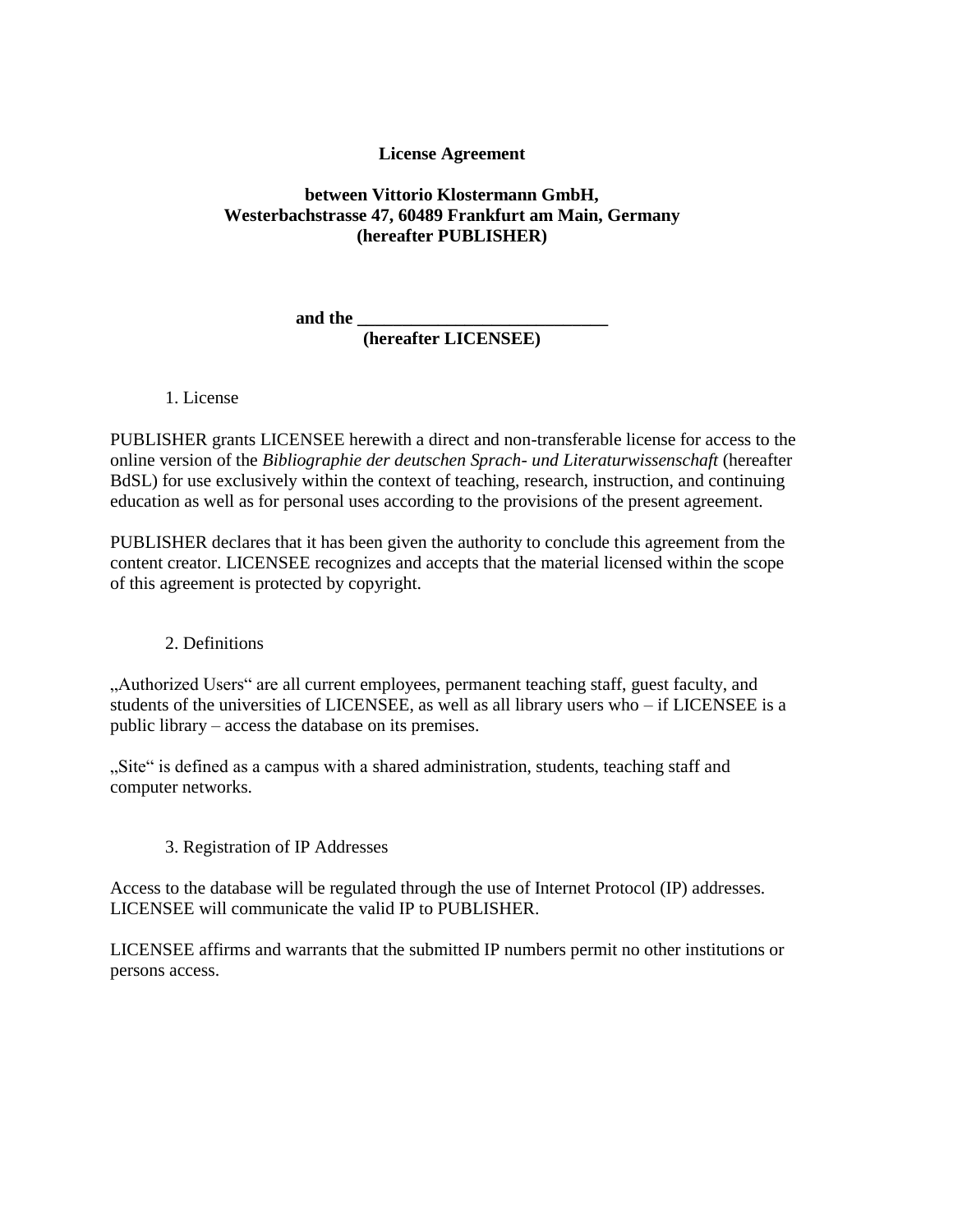**License Agreement**

**between Vittorio Klostermann GmbH,
Westerbachstrasse 47, 60489 Frankfurt am Main, Germany
(hereafter PUBLISHER)**

**and the \_\_\_\_\_\_\_\_\_\_\_\_\_\_\_\_\_\_\_\_\_\_\_\_\_\_\_\_
(hereafter LICENSEE)**

## 1. License

PUBLISHER grants LICENSEE herewith a direct and non-transferable license for access to the online version of the *Bibliographie der deutschen Sprach- und Literaturwissenschaft* (hereafter BdSL) for use exclusively within the context of teaching, research, instruction, and continuing education as well as for personal uses according to the provisions of the present agreement.

PUBLISHER declares that it has been given the authority to conclude this agreement from the content creator. LICENSEE recognizes and accepts that the material licensed within the scope of this agreement is protected by copyright.

## 2. Definitions

„Authorized Users" are all current employees, permanent teaching staff, guest faculty, and students of the universities of LICENSEE, as well as all library users who – if LICENSEE is a public library – access the database on its premises.

„Site" is defined as a campus with a shared administration, students, teaching staff and computer networks.

## 3. Registration of IP Addresses

Access to the database will be regulated through the use of Internet Protocol (IP) addresses. LICENSEE will communicate the valid IP to PUBLISHER.

LICENSEE affirms and warrants that the submitted IP numbers permit no other institutions or persons access.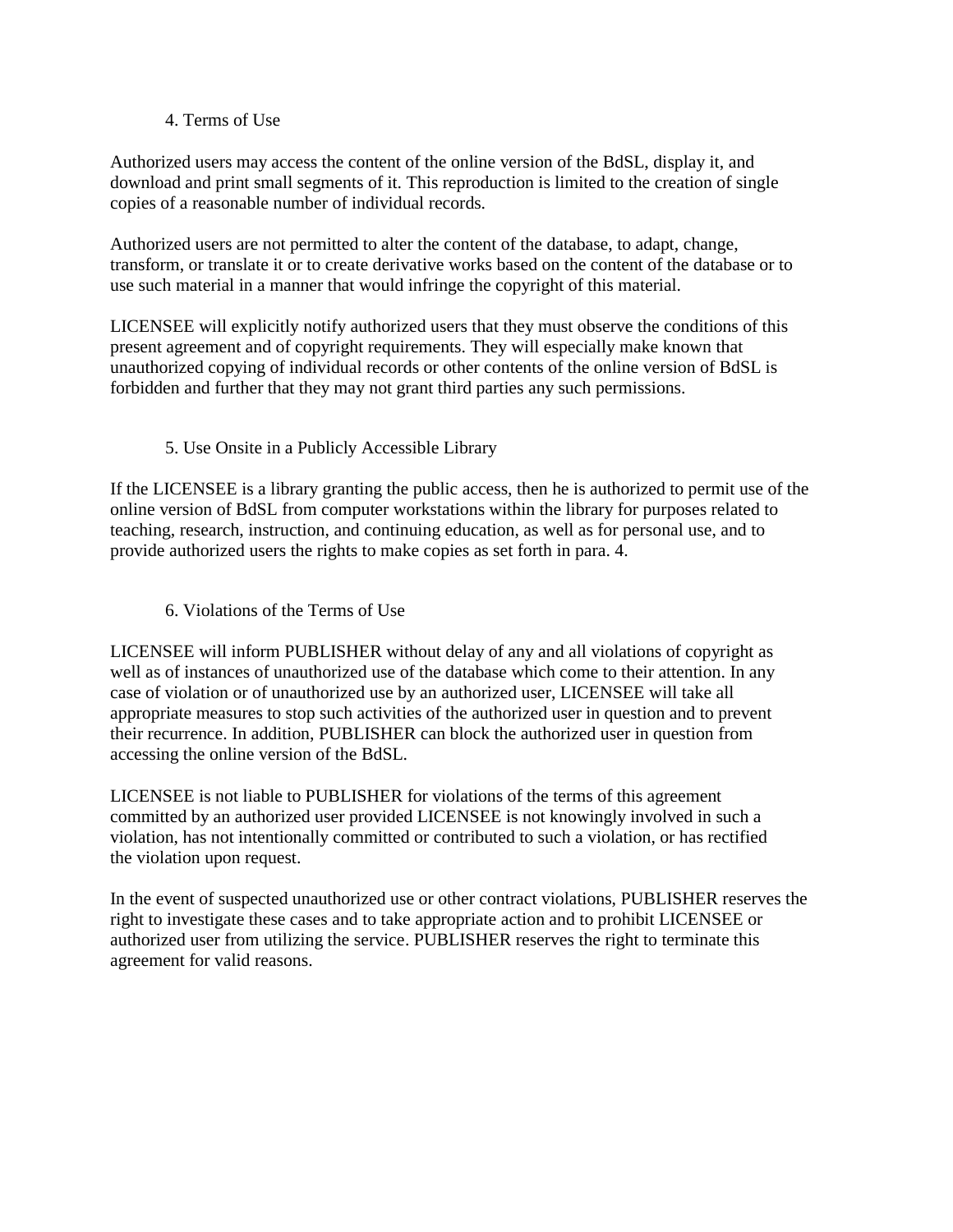## 4. Terms of Use

Authorized users may access the content of the online version of the BdSL, display it, and download and print small segments of it. This reproduction is limited to the creation of single copies of a reasonable number of individual records.

Authorized users are not permitted to alter the content of the database, to adapt, change, transform, or translate it or to create derivative works based on the content of the database or to use such material in a manner that would infringe the copyright of this material.

LICENSEE will explicitly notify authorized users that they must observe the conditions of this present agreement and of copyright requirements. They will especially make known that unauthorized copying of individual records or other contents of the online version of BdSL is forbidden and further that they may not grant third parties any such permissions.

## 5. Use Onsite in a Publicly Accessible Library

If the LICENSEE is a library granting the public access, then he is authorized to permit use of the online version of BdSL from computer workstations within the library for purposes related to teaching, research, instruction, and continuing education, as well as for personal use, and to provide authorized users the rights to make copies as set forth in para. 4.

## 6. Violations of the Terms of Use

LICENSEE will inform PUBLISHER without delay of any and all violations of copyright as well as of instances of unauthorized use of the database which come to their attention. In any case of violation or of unauthorized use by an authorized user, LICENSEE will take all appropriate measures to stop such activities of the authorized user in question and to prevent their recurrence. In addition, PUBLISHER can block the authorized user in question from accessing the online version of the BdSL.

LICENSEE is not liable to PUBLISHER for violations of the terms of this agreement committed by an authorized user provided LICENSEE is not knowingly involved in such a violation, has not intentionally committed or contributed to such a violation, or has rectified the violation upon request.

In the event of suspected unauthorized use or other contract violations, PUBLISHER reserves the right to investigate these cases and to take appropriate action and to prohibit LICENSEE or authorized user from utilizing the service. PUBLISHER reserves the right to terminate this agreement for valid reasons.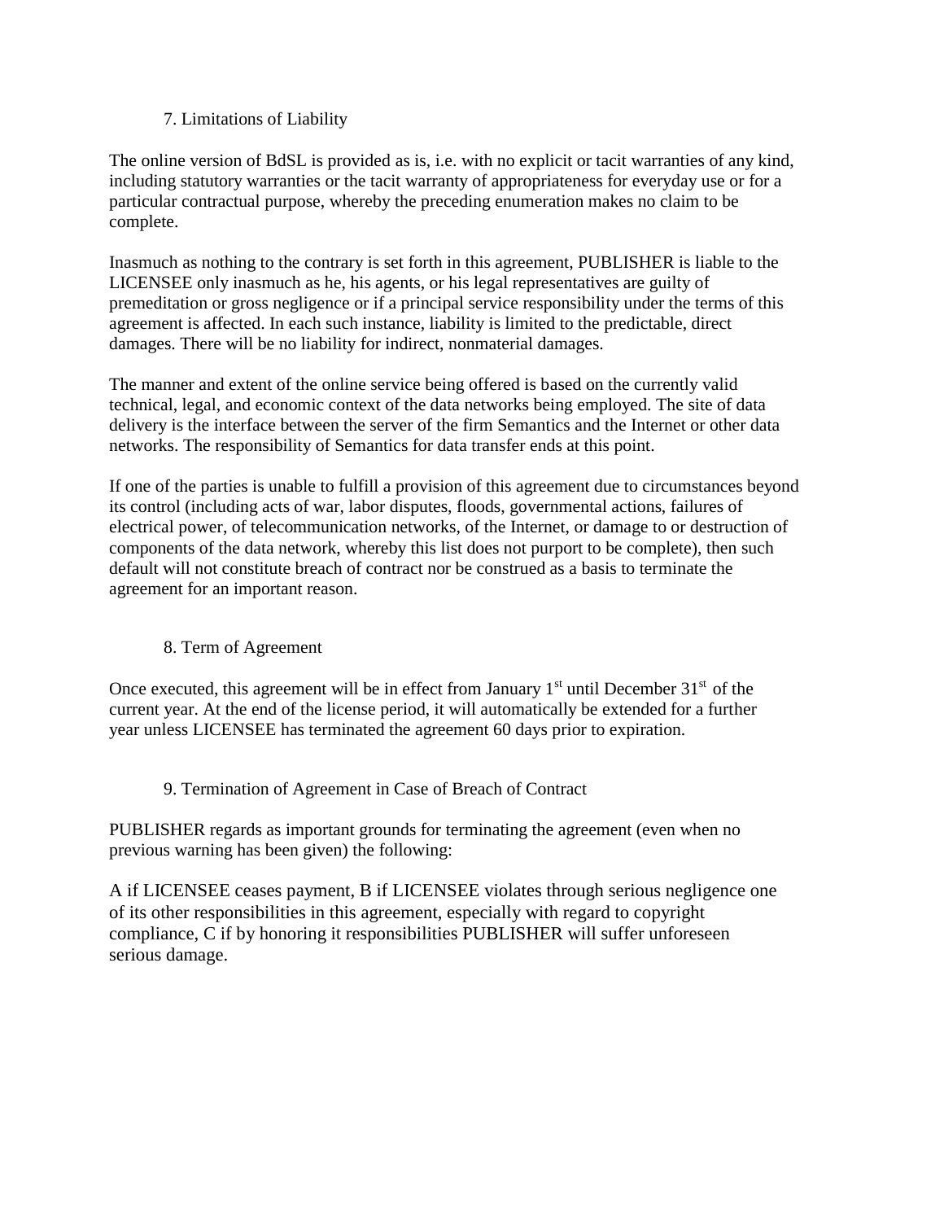## 7. Limitations of Liability

The online version of BdSL is provided as is, i.e. with no explicit or tacit warranties of any kind, including statutory warranties or the tacit warranty of appropriateness for everyday use or for a particular contractual purpose, whereby the preceding enumeration makes no claim to be complete.

Inasmuch as nothing to the contrary is set forth in this agreement, PUBLISHER is liable to the LICENSEE only inasmuch as he, his agents, or his legal representatives are guilty of premeditation or gross negligence or if a principal service responsibility under the terms of this agreement is affected. In each such instance, liability is limited to the predictable, direct damages. There will be no liability for indirect, nonmaterial damages.

The manner and extent of the online service being offered is based on the currently valid technical, legal, and economic context of the data networks being employed. The site of data delivery is the interface between the server of the firm Semantics and the Internet or other data networks. The responsibility of Semantics for data transfer ends at this point.

If one of the parties is unable to fulfill a provision of this agreement due to circumstances beyond its control (including acts of war, labor disputes, floods, governmental actions, failures of electrical power, of telecommunication networks, of the Internet, or damage to or destruction of components of the data network, whereby this list does not purport to be complete), then such default will not constitute breach of contract nor be construed as a basis to terminate the agreement for an important reason.

## 8. Term of Agreement

Once executed, this agreement will be in effect from January 1st until December 31st of the current year. At the end of the license period, it will automatically be extended for a further year unless LICENSEE has terminated the agreement 60 days prior to expiration.

## 9. Termination of Agreement in Case of Breach of Contract

PUBLISHER regards as important grounds for terminating the agreement (even when no previous warning has been given) the following:

A if LICENSEE ceases payment, B if LICENSEE violates through serious negligence one of its other responsibilities in this agreement, especially with regard to copyright compliance, C if by honoring it responsibilities PUBLISHER will suffer unforeseen serious damage.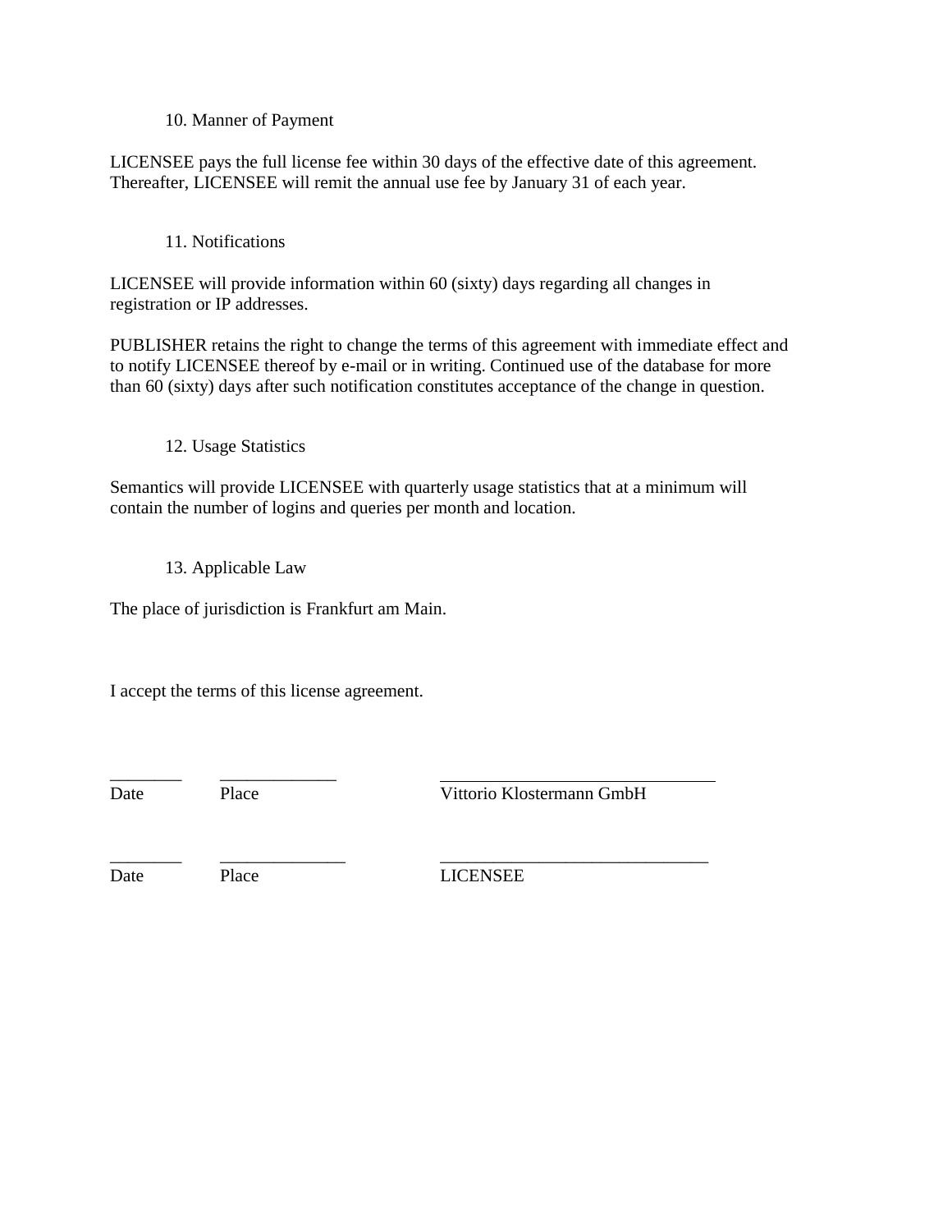### 10. Manner of Payment

LICENSEE pays the full license fee within 30 days of the effective date of this agreement. Thereafter, LICENSEE will remit the annual use fee by January 31 of each year.

### 11. Notifications

LICENSEE will provide information within 60 (sixty) days regarding all changes in registration or IP addresses.

PUBLISHER retains the right to change the terms of this agreement with immediate effect and to notify LICENSEE thereof by e-mail or in writing. Continued use of the database for more than 60 (sixty) days after such notification constitutes acceptance of the change in question.

### 12. Usage Statistics

Semantics will provide LICENSEE with quarterly usage statistics that at a minimum will contain the number of logins and queries per month and location.

### 13. Applicable Law

The place of jurisdiction is Frankfurt am Main.

I accept the terms of this license agreement.

| | | |
|---|---|---|
| ________ | _____________ | _______________________________ |
| Date | Place | Vittorio Klostermann GmbH |
| ________ | ______________ | ______________________________ |
| Date | Place | LICENSEE |